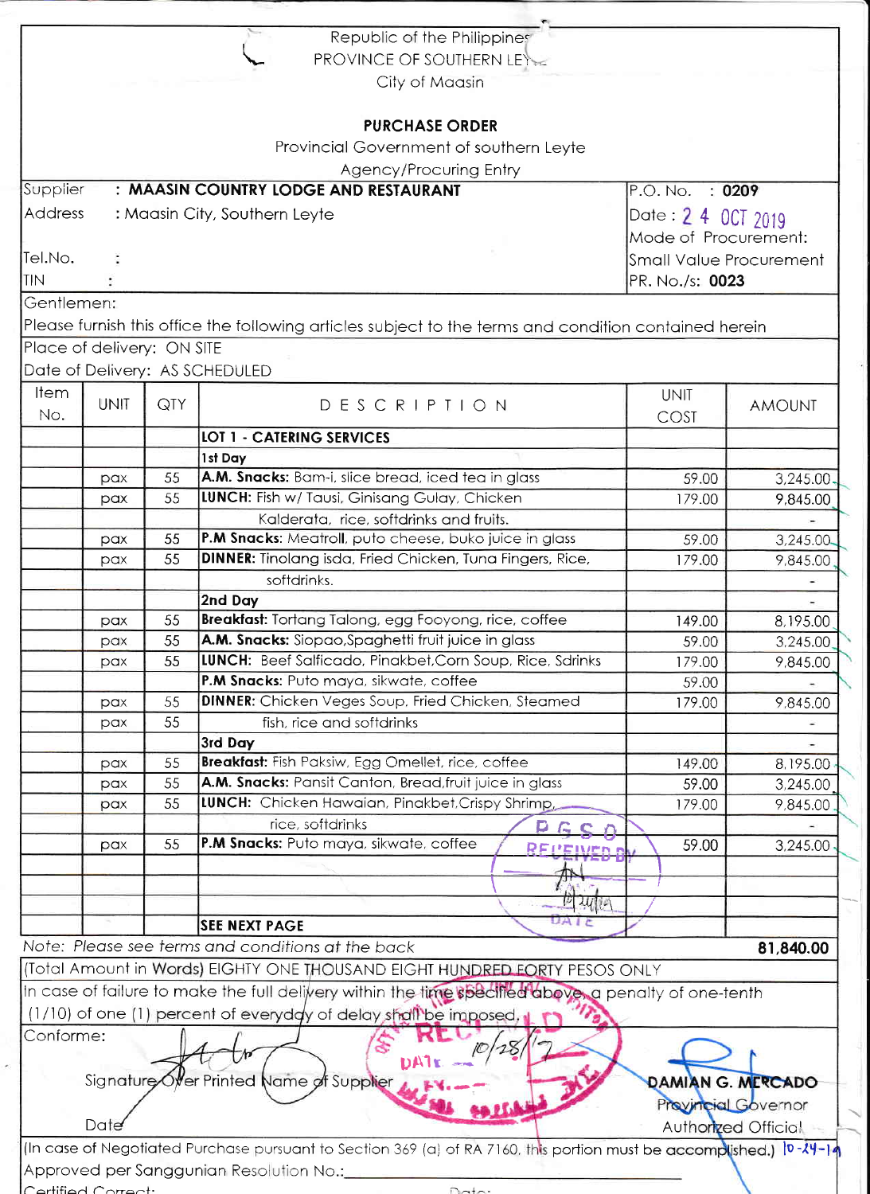Republic of the Philippines
PROVINCE OF SOUTHERN LEYTE
City of Maasin

## PURCHASE ORDER

Provincial Government of southern Leyte
Agency/Procuring Entry

| | | | |
|---|---|---|---|
| Supplier | : **MAASIN COUNTRY LODGE AND RESTAURANT** | P.O. No. | : **0209** |
| Address | : Maasin City, Southern Leyte | Date : | 2 4 OCT 2019 |
| | | Mode of Procurement: | |
| Tel.No. | : | Small Value Procurement | |
| TIN | : | PR. No./s: | **0023** |

Gentlemen:

Please furnish this office the following articles subject to the terms and condition contained herein

Place of delivery: ON SITE

Date of Delivery: AS SCHEDULED

| Item No. | UNIT | QTY | DESCRIPTION | UNIT COST | AMOUNT |
|---|---|---|---|---|---|
| | | | **LOT 1 - CATERING SERVICES** | | |
| | | | **1st Day** | | |
| | pax | 55 | **A.M. Snacks:** Bam-i, slice bread, iced tea in glass | 59.00 | 3,245.00 |
| | pax | 55 | **LUNCH:** Fish w/ Tausi, Ginisang Gulay, Chicken | 179.00 | 9,845.00 |
| | | | Kalderata, rice, softdrinks and fruits. | | - |
| | pax | 55 | **P.M Snacks:** Meatroll, puto cheese, buko juice in glass | 59.00 | 3,245.00 |
| | pax | 55 | **DINNER:** Tinolang isda, Fried Chicken, Tuna Fingers, Rice, | 179.00 | 9,845.00 |
| | | | softdrinks. | | - |
| | | | **2nd Day** | | - |
| | pax | 55 | **Breakfast:** Tortang Talong, egg Fooyong, rice, coffee | 149.00 | 8,195.00 |
| | pax | 55 | **A.M. Snacks:** Siopao,Spaghetti fruit juice in glass | 59.00 | 3,245.00 |
| | pax | 55 | **LUNCH:** Beef Salficado, Pinakbet,Corn Soup, Rice, Sdrinks | 179.00 | 9,845.00 |
| | | | **P.M Snacks:** Puto maya, sikwate, coffee | 59.00 | - |
| | pax | 55 | **DINNER:** Chicken Veges Soup, Fried Chicken, Steamed | 179.00 | 9,845.00 |
| | pax | 55 | fish, rice and softdrinks | | - |
| | | | **3rd Day** | | - |
| | pax | 55 | **Breakfast:** Fish Paksiw, Egg Omellet, rice, coffee | 149.00 | 8,195.00 |
| | pax | 55 | **A.M. Snacks:** Pansit Canton, Bread,fruit juice in glass | 59.00 | 3,245.00 |
| | pax | 55 | **LUNCH:** Chicken Hawaian, Pinakbet,Crispy Shrimp, | 179.00 | 9,845.00 |
| | | | rice, softdrinks | | - |
| | pax | 55 | **P.M Snacks:** Puto maya, sikwate, coffee | 59.00 | 3,245.00 |
| | | | | | |
| | | | | | |
| | | | | | |
| | | | **SEE NEXT PAGE** | | |

*Note: Please see terms and conditions at the back* **81,840.00**

(Total Amount in Words) EIGHTY ONE THOUSAND EIGHT HUNDRED FORTY PESOS ONLY

In case of failure to make the full delivery within the time specified above, a penalty of one-tenth (1/10) of one (1) percent of everyday of delay shall be imposed.

Conforme:

Signature Over Printed Name of Supplier

Date

**DAMIAN G. MERCADO**
Provincial Governor
Authorized Official

(In case of Negotiated Purchase pursuant to Section 369 (a) of RA 7160, this portion must be accomplished.) 10-24-19

Approved per Sanggunian Resolution No.:____________________

Certified Correct: Date: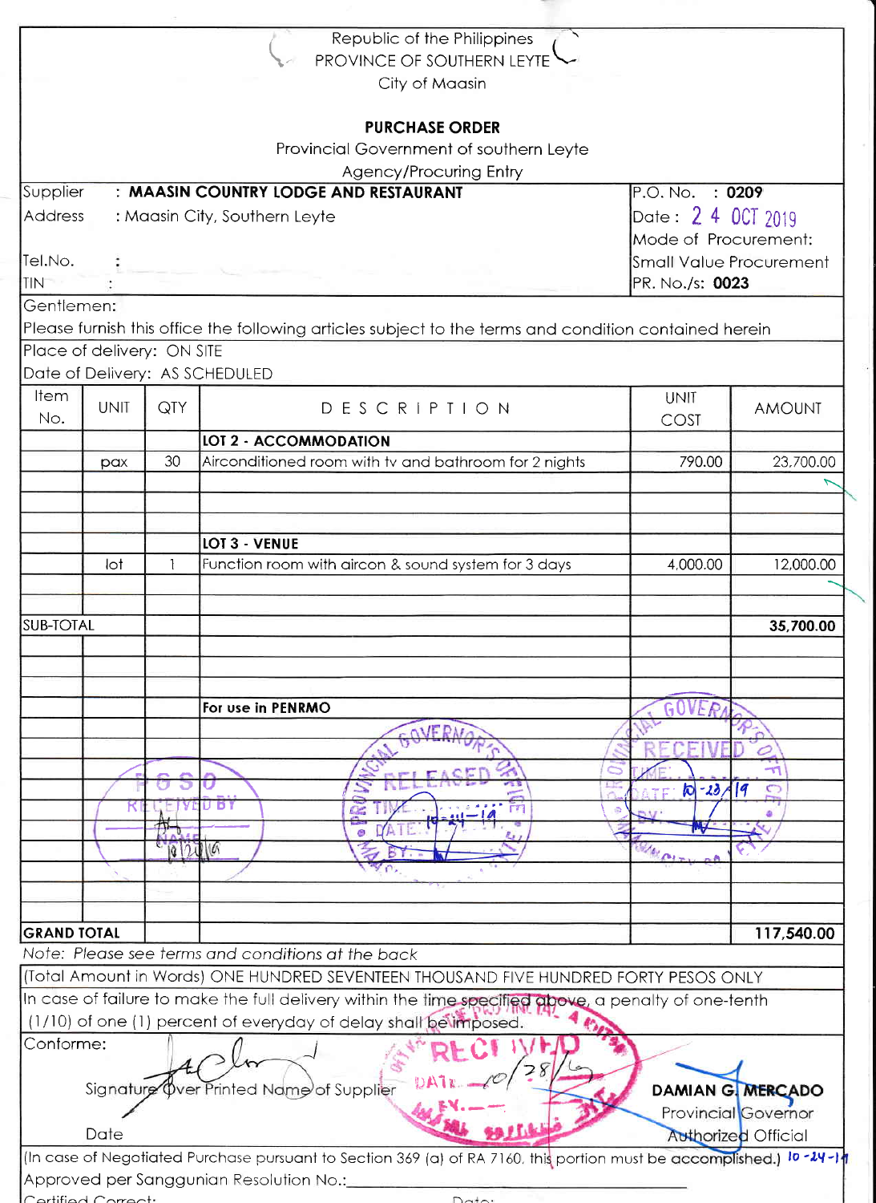Republic of the Philippines
PROVINCE OF SOUTHERN LEYTE
City of Maasin

## PURCHASE ORDER

Provincial Government of southern Leyte
Agency/Procuring Entry

| | |
|---|---|
| Supplier : **MAASIN COUNTRY LODGE AND RESTAURANT** | P.O. No. : **0209** |
| Address : Maasin City, Southern Leyte | Date : 24 OCT 2019 |
| | Mode of Procurement: |
| Tel.No. : | Small Value Procurement |
| TIN : | PR. No./s: **0023** |

Gentlemen:

Please furnish this office the following articles subject to the terms and condition contained herein

Place of delivery: ON SITE

Date of Delivery: AS SCHEDULED

| Item No. | UNIT | QTY | DESCRIPTION | UNIT COST | AMOUNT |
|---|---|---|---|---|---|
| | | | **LOT 2 - ACCOMMODATION** | | |
| | pax | 30 | Airconditioned room with tv and bathroom for 2 nights | 790.00 | 23,700.00 |
| | | | | | |
| | | | | | |
| | | | | | |
| | | | **LOT 3 - VENUE** | | |
| | lot | 1 | Function room with aircon & sound system for 3 days | 4,000.00 | 12,000.00 |
| | | | | | |
| | | | | | |
| SUB-TOTAL | | | | | **35,700.00** |
| | | | | | |
| | | | | | |
| | | | | | |
| | | | **For use in PENRMO** | | |
| | | | | | |
| | | | | | |
| | | | | | |
| | | | | | |
| | | | | | |
| | | | | | |
| | | | | | |
| | | | | | |
| **GRAND TOTAL** | | | | | **117,540.00** |

*Note: Please see terms and conditions at the back*

(Total Amount in Words) ONE HUNDRED SEVENTEEN THOUSAND FIVE HUNDRED FORTY PESOS ONLY

In case of failure to make the full delivery within the time specified above, a penalty of one-tenth (1/10) of one (1) percent of everyday of delay shall be imposed.

Conforme:

Signature Over Printed Name of Supplier

Date

**DAMIAN G. MERCADO**
Provincial Governor
Authorized Official

(In case of Negotiated Purchase pursuant to Section 369 (a) of RA 7160, this portion must be accomplished.) 10-24-19

Approved per Sanggunian Resolution No.:\_\_\_\_\_\_\_\_\_\_\_\_\_\_\_\_\_\_\_\_\_\_\_\_\_\_\_\_\_\_

Certified Correct: Date: